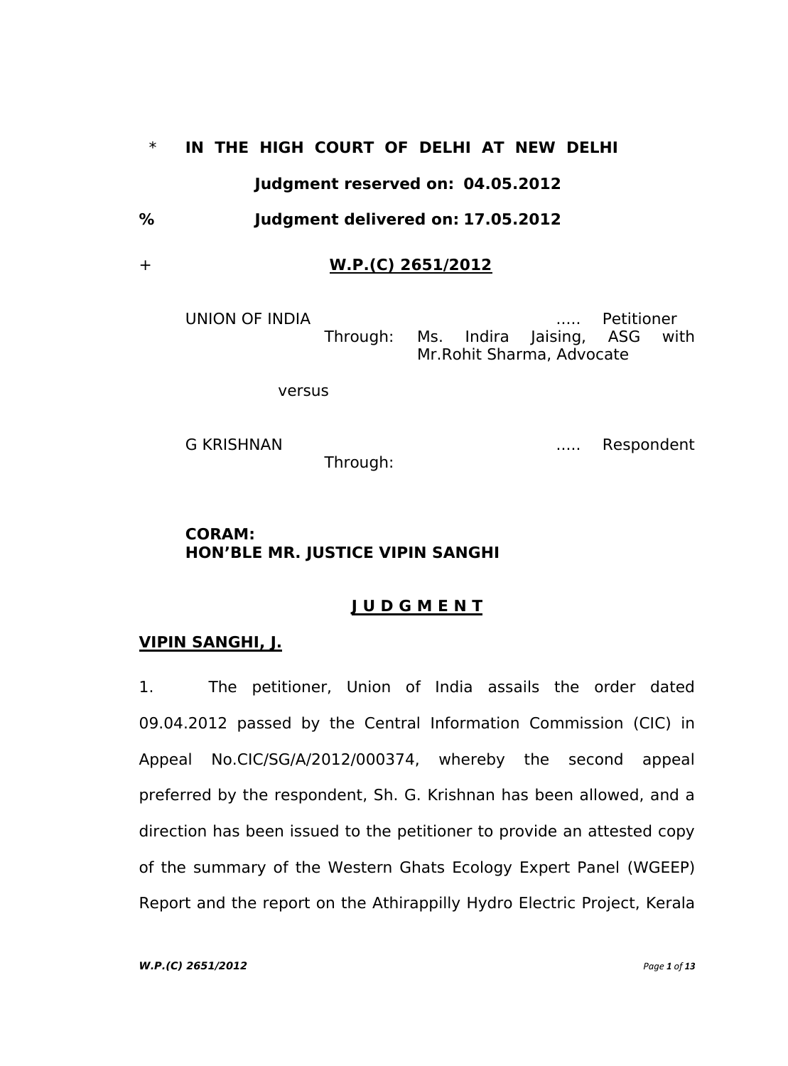\* **IN THE HIGH COURT OF DELHI AT NEW DELHI**

**Judgment reserved on: 04.05.2012**

% **Judgment delivered on: 17.05.2012**

\+ **W.P.(C) 2651/2012**

UNION OF INDIA ..... Petitioner
Through: Ms. Indira Jaising, ASG with Mr.Rohit Sharma, Advocate

versus

G KRISHNAN ..... Respondent
Through:

**CORAM:**
**HON'BLE MR. JUSTICE VIPIN SANGHI**

**J U D G M E N T**

**VIPIN SANGHI, J.**

1. The petitioner, Union of India assails the order dated 09.04.2012 passed by the Central Information Commission (CIC) in Appeal No.CIC/SG/A/2012/000374, whereby the second appeal preferred by the respondent, Sh. G. Krishnan has been allowed, and a direction has been issued to the petitioner to provide an attested copy of the summary of the Western Ghats Ecology Expert Panel (WGEEP) Report and the report on the Athirappilly Hydro Electric Project, Kerala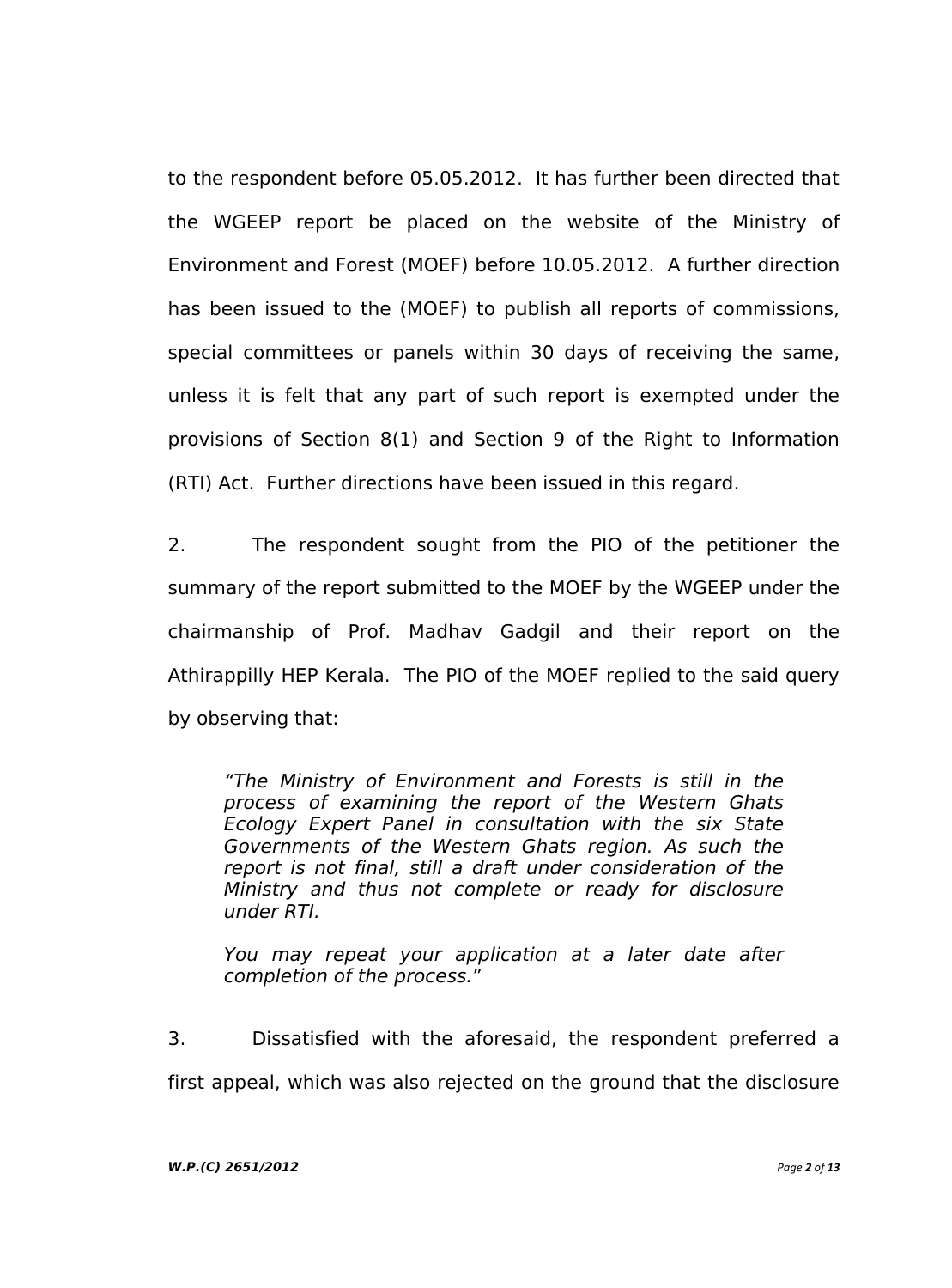to the respondent before 05.05.2012. It has further been directed that the WGEEP report be placed on the website of the Ministry of Environment and Forest (MOEF) before 10.05.2012. A further direction has been issued to the (MOEF) to publish all reports of commissions, special committees or panels within 30 days of receiving the same, unless it is felt that any part of such report is exempted under the provisions of Section 8(1) and Section 9 of the Right to Information (RTI) Act. Further directions have been issued in this regard.

2. The respondent sought from the PIO of the petitioner the summary of the report submitted to the MOEF by the WGEEP under the chairmanship of Prof. Madhav Gadgil and their report on the Athirappilly HEP Kerala. The PIO of the MOEF replied to the said query by observing that:

> *"The Ministry of Environment and Forests is still in the process of examining the report of the Western Ghats Ecology Expert Panel in consultation with the six State Governments of the Western Ghats region. As such the report is not final, still a draft under consideration of the Ministry and thus not complete or ready for disclosure under RTI.*
>
> *You may repeat your application at a later date after completion of the process."*

3. Dissatisfied with the aforesaid, the respondent preferred a first appeal, which was also rejected on the ground that the disclosure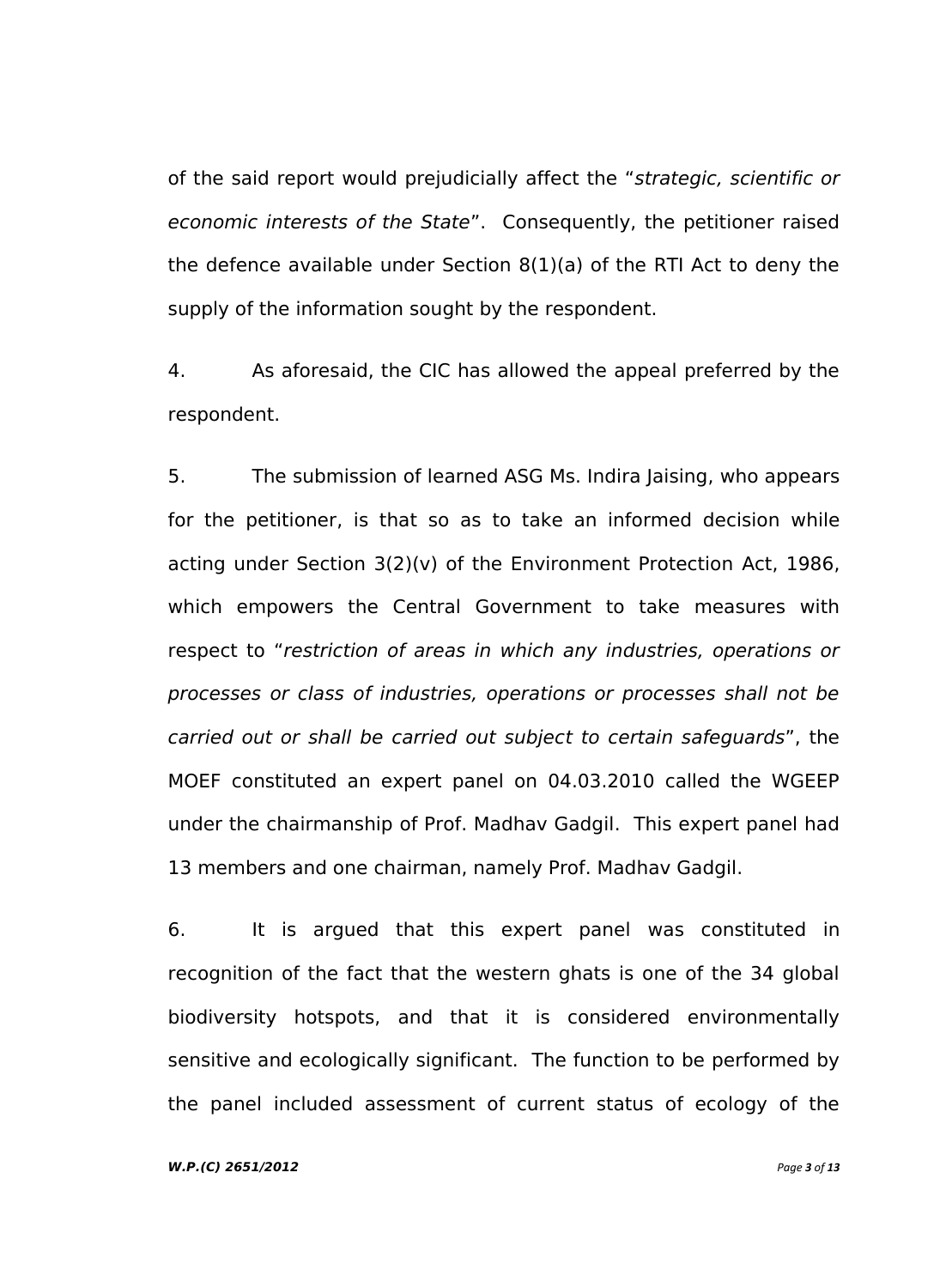of the said report would prejudicially affect the "*strategic, scientific or economic interests of the State*". Consequently, the petitioner raised the defence available under Section 8(1)(a) of the RTI Act to deny the supply of the information sought by the respondent.

4. As aforesaid, the CIC has allowed the appeal preferred by the respondent.

5. The submission of learned ASG Ms. Indira Jaising, who appears for the petitioner, is that so as to take an informed decision while acting under Section 3(2)(v) of the Environment Protection Act, 1986, which empowers the Central Government to take measures with respect to "*restriction of areas in which any industries, operations or processes or class of industries, operations or processes shall not be carried out or shall be carried out subject to certain safeguards*", the MOEF constituted an expert panel on 04.03.2010 called the WGEEP under the chairmanship of Prof. Madhav Gadgil. This expert panel had 13 members and one chairman, namely Prof. Madhav Gadgil.

6. It is argued that this expert panel was constituted in recognition of the fact that the western ghats is one of the 34 global biodiversity hotspots, and that it is considered environmentally sensitive and ecologically significant. The function to be performed by the panel included assessment of current status of ecology of the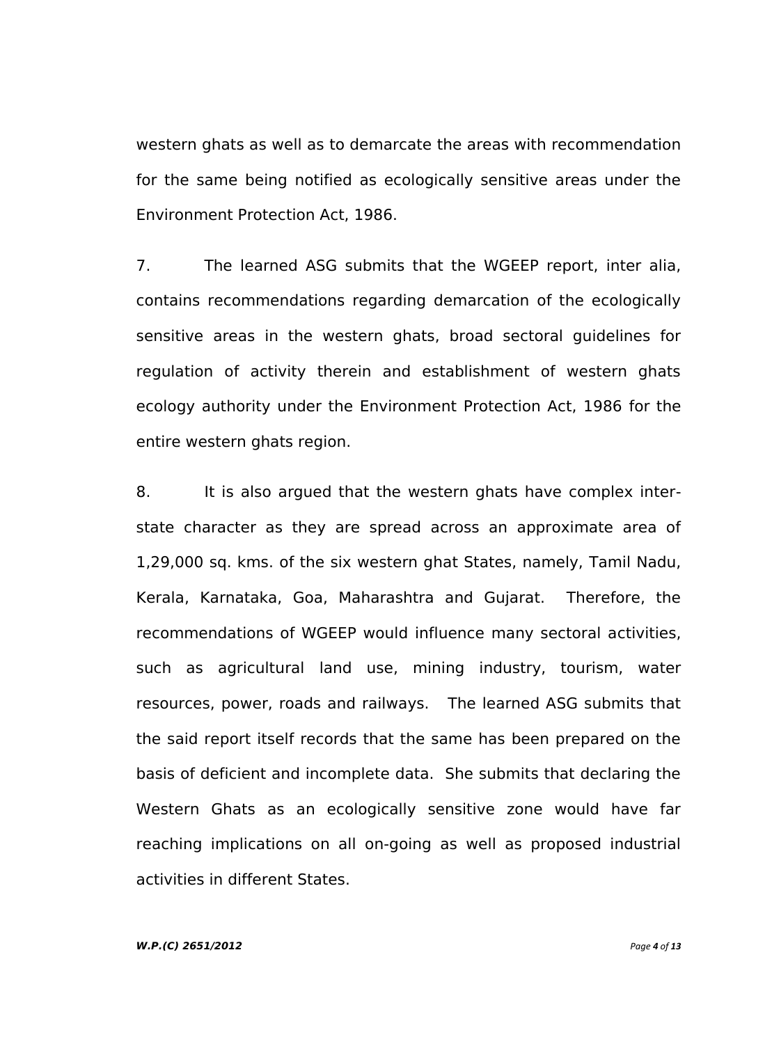western ghats as well as to demarcate the areas with recommendation for the same being notified as ecologically sensitive areas under the Environment Protection Act, 1986.

7. The learned ASG submits that the WGEEP report, inter alia, contains recommendations regarding demarcation of the ecologically sensitive areas in the western ghats, broad sectoral guidelines for regulation of activity therein and establishment of western ghats ecology authority under the Environment Protection Act, 1986 for the entire western ghats region.

8. It is also argued that the western ghats have complex inter-state character as they are spread across an approximate area of 1,29,000 sq. kms. of the six western ghat States, namely, Tamil Nadu, Kerala, Karnataka, Goa, Maharashtra and Gujarat. Therefore, the recommendations of WGEEP would influence many sectoral activities, such as agricultural land use, mining industry, tourism, water resources, power, roads and railways. The learned ASG submits that the said report itself records that the same has been prepared on the basis of deficient and incomplete data. She submits that declaring the Western Ghats as an ecologically sensitive zone would have far reaching implications on all on-going as well as proposed industrial activities in different States.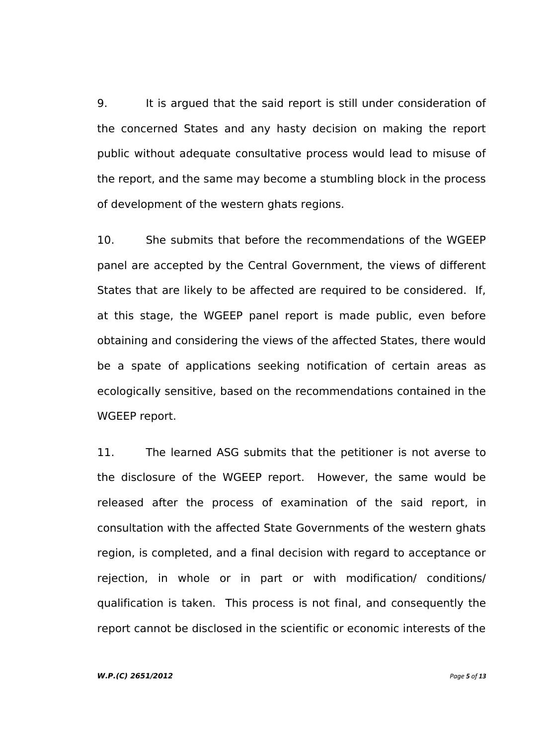9. It is argued that the said report is still under consideration of the concerned States and any hasty decision on making the report public without adequate consultative process would lead to misuse of the report, and the same may become a stumbling block in the process of development of the western ghats regions.

10. She submits that before the recommendations of the WGEEP panel are accepted by the Central Government, the views of different States that are likely to be affected are required to be considered. If, at this stage, the WGEEP panel report is made public, even before obtaining and considering the views of the affected States, there would be a spate of applications seeking notification of certain areas as ecologically sensitive, based on the recommendations contained in the WGEEP report.

11. The learned ASG submits that the petitioner is not averse to the disclosure of the WGEEP report. However, the same would be released after the process of examination of the said report, in consultation with the affected State Governments of the western ghats region, is completed, and a final decision with regard to acceptance or rejection, in whole or in part or with modification/ conditions/ qualification is taken. This process is not final, and consequently the report cannot be disclosed in the scientific or economic interests of the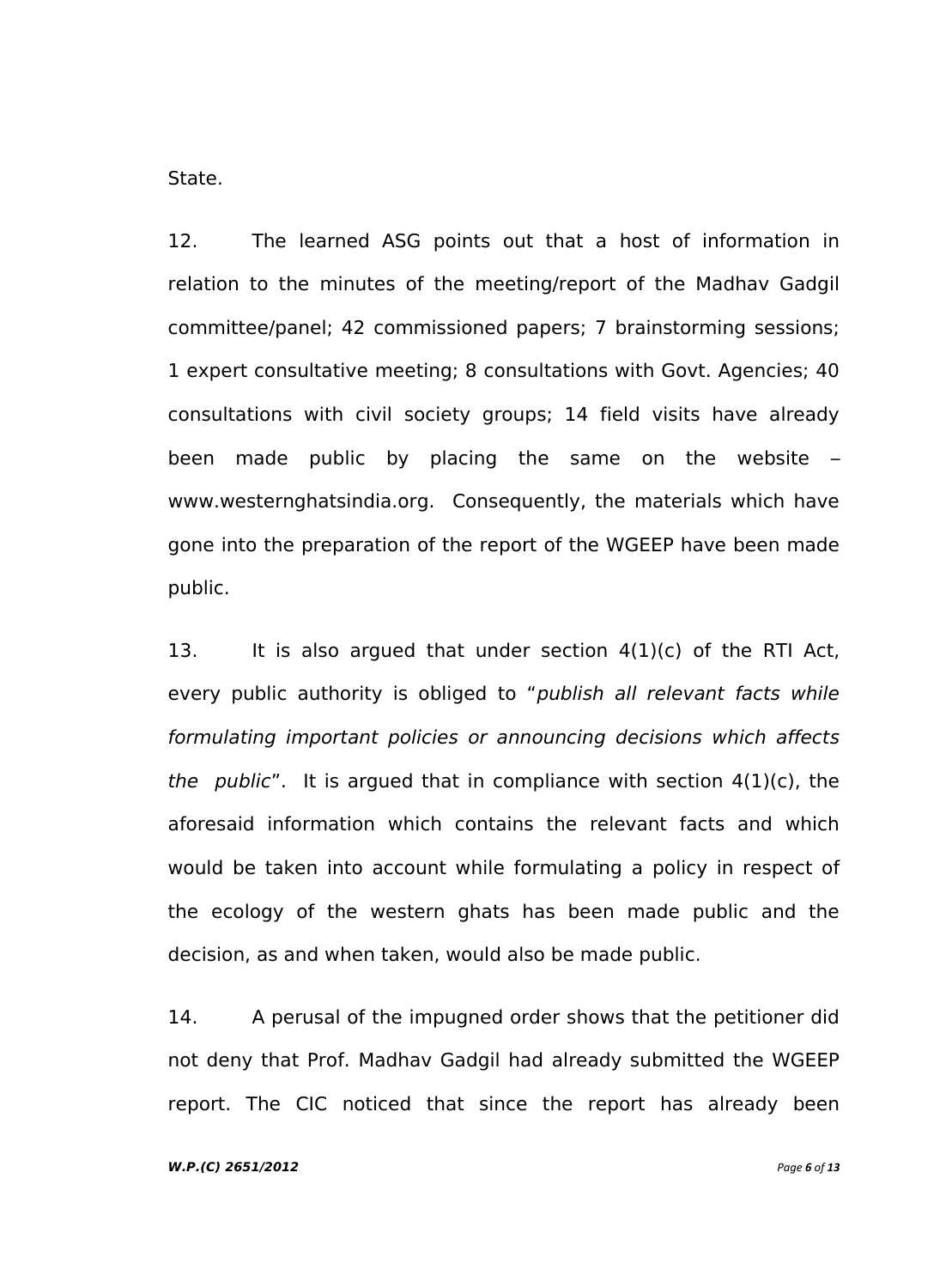State.

12. The learned ASG points out that a host of information in relation to the minutes of the meeting/report of the Madhav Gadgil committee/panel; 42 commissioned papers; 7 brainstorming sessions; 1 expert consultative meeting; 8 consultations with Govt. Agencies; 40 consultations with civil society groups; 14 field visits have already been made public by placing the same on the website – www.westernghatsindia.org. Consequently, the materials which have gone into the preparation of the report of the WGEEP have been made public.

13. It is also argued that under section 4(1)(c) of the RTI Act, every public authority is obliged to "*publish all relevant facts while formulating important policies or announcing decisions which affects the public*". It is argued that in compliance with section 4(1)(c), the aforesaid information which contains the relevant facts and which would be taken into account while formulating a policy in respect of the ecology of the western ghats has been made public and the decision, as and when taken, would also be made public.

14. A perusal of the impugned order shows that the petitioner did not deny that Prof. Madhav Gadgil had already submitted the WGEEP report. The CIC noticed that since the report has already been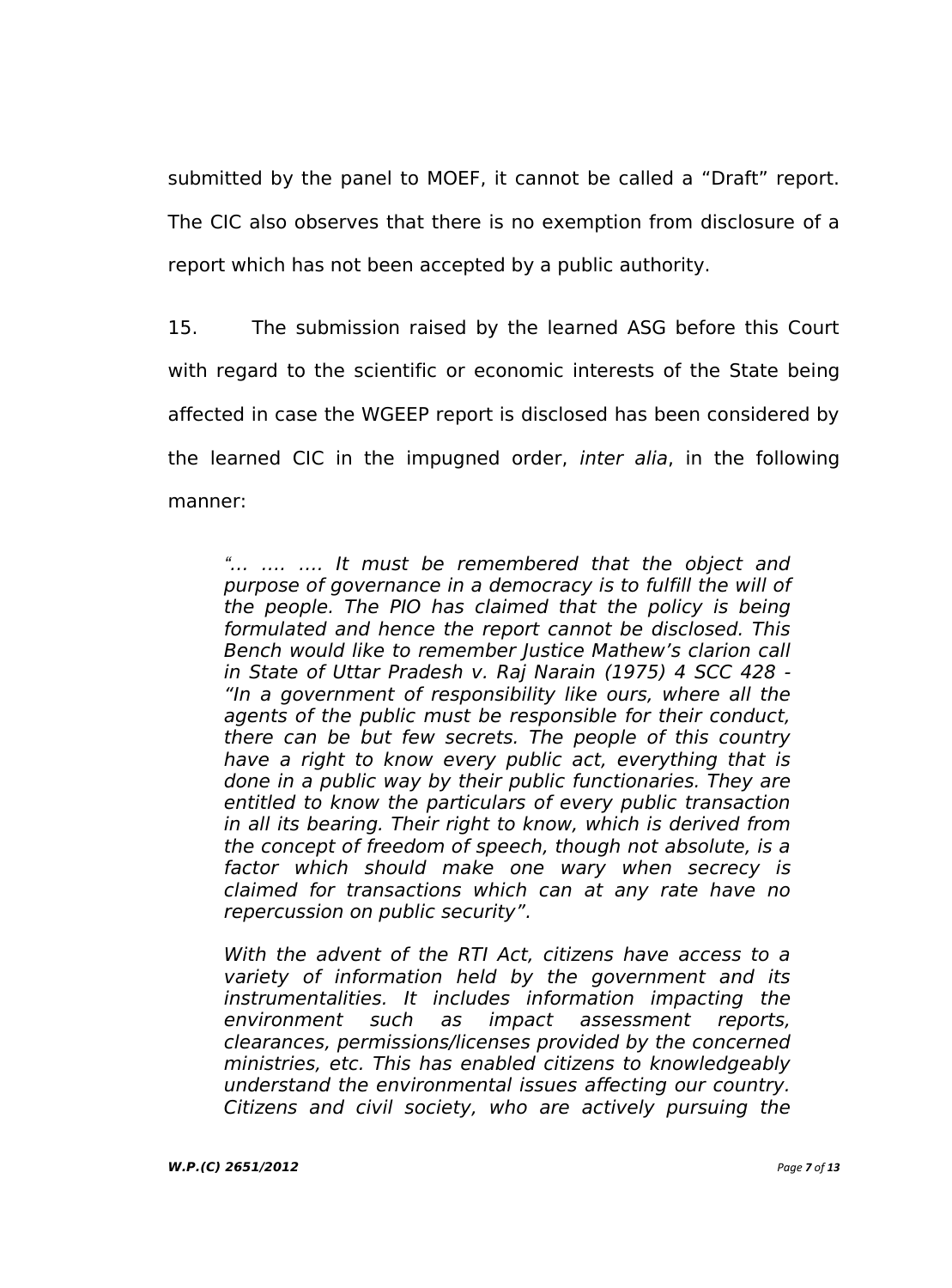submitted by the panel to MOEF, it cannot be called a "Draft" report. The CIC also observes that there is no exemption from disclosure of a report which has not been accepted by a public authority.

15. The submission raised by the learned ASG before this Court with regard to the scientific or economic interests of the State being affected in case the WGEEP report is disclosed has been considered by the learned CIC in the impugned order, *inter alia*, in the following manner:

> *"… …. …. It must be remembered that the object and purpose of governance in a democracy is to fulfill the will of the people. The PIO has claimed that the policy is being formulated and hence the report cannot be disclosed. This Bench would like to remember Justice Mathew's clarion call in State of Uttar Pradesh v. Raj Narain (1975) 4 SCC 428 - "In a government of responsibility like ours, where all the agents of the public must be responsible for their conduct, there can be but few secrets. The people of this country have a right to know every public act, everything that is done in a public way by their public functionaries. They are entitled to know the particulars of every public transaction in all its bearing. Their right to know, which is derived from the concept of freedom of speech, though not absolute, is a factor which should make one wary when secrecy is claimed for transactions which can at any rate have no repercussion on public security".*
>
> *With the advent of the RTI Act, citizens have access to a variety of information held by the government and its instrumentalities. It includes information impacting the environment such as impact assessment reports, clearances, permissions/licenses provided by the concerned ministries, etc. This has enabled citizens to knowledgeably understand the environmental issues affecting our country. Citizens and civil society, who are actively pursuing the*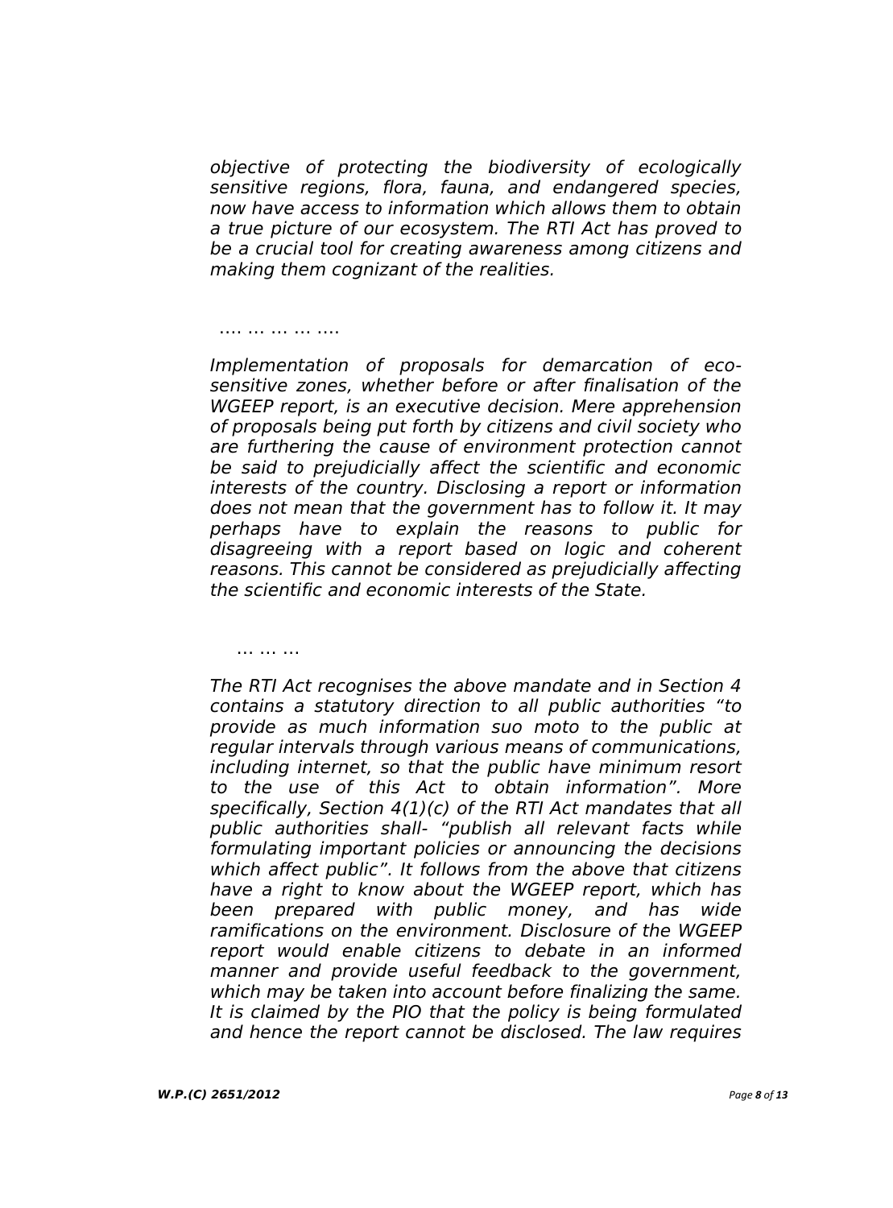*objective of protecting the biodiversity of ecologically sensitive regions, flora, fauna, and endangered species, now have access to information which allows them to obtain a true picture of our ecosystem. The RTI Act has proved to be a crucial tool for creating awareness among citizens and making them cognizant of the realities.*

…. … … … ….

*Implementation of proposals for demarcation of eco-sensitive zones, whether before or after finalisation of the WGEEP report, is an executive decision. Mere apprehension of proposals being put forth by citizens and civil society who are furthering the cause of environment protection cannot be said to prejudicially affect the scientific and economic interests of the country. Disclosing a report or information does not mean that the government has to follow it. It may perhaps have to explain the reasons to public for disagreeing with a report based on logic and coherent reasons. This cannot be considered as prejudicially affecting the scientific and economic interests of the State.*

… … …

*The RTI Act recognises the above mandate and in Section 4 contains a statutory direction to all public authorities "to provide as much information suo moto to the public at regular intervals through various means of communications, including internet, so that the public have minimum resort to the use of this Act to obtain information". More specifically, Section 4(1)(c) of the RTI Act mandates that all public authorities shall- "publish all relevant facts while formulating important policies or announcing the decisions which affect public". It follows from the above that citizens have a right to know about the WGEEP report, which has been prepared with public money, and has wide ramifications on the environment. Disclosure of the WGEEP report would enable citizens to debate in an informed manner and provide useful feedback to the government, which may be taken into account before finalizing the same. It is claimed by the PIO that the policy is being formulated and hence the report cannot be disclosed. The law requires*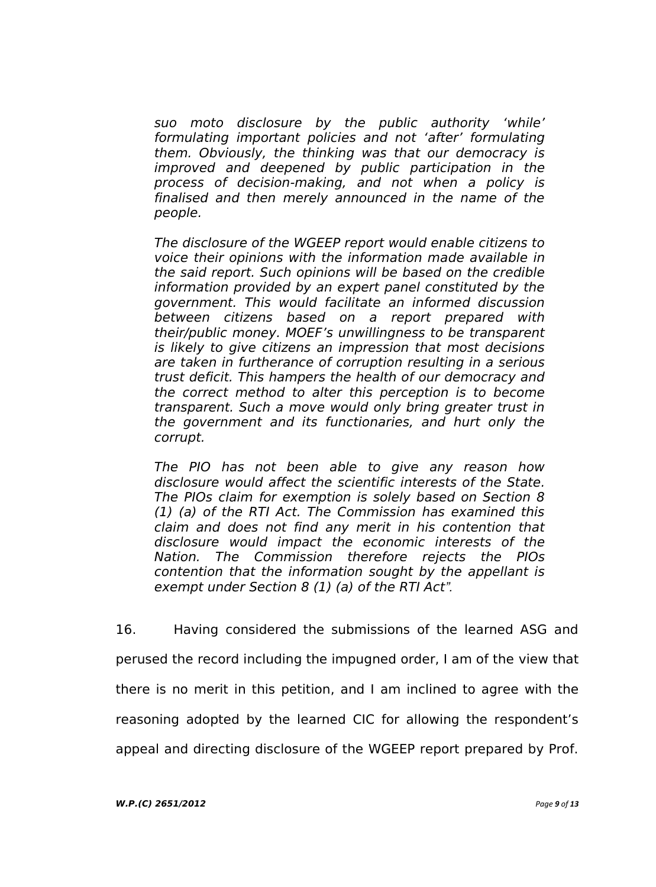*suo moto disclosure by the public authority 'while' formulating important policies and not 'after' formulating them. Obviously, the thinking was that our democracy is improved and deepened by public participation in the process of decision-making, and not when a policy is finalised and then merely announced in the name of the people.*

*The disclosure of the WGEEP report would enable citizens to voice their opinions with the information made available in the said report. Such opinions will be based on the credible information provided by an expert panel constituted by the government. This would facilitate an informed discussion between citizens based on a report prepared with their/public money. MOEF's unwillingness to be transparent is likely to give citizens an impression that most decisions are taken in furtherance of corruption resulting in a serious trust deficit. This hampers the health of our democracy and the correct method to alter this perception is to become transparent. Such a move would only bring greater trust in the government and its functionaries, and hurt only the corrupt.*

*The PIO has not been able to give any reason how disclosure would affect the scientific interests of the State. The PIOs claim for exemption is solely based on Section 8 (1) (a) of the RTI Act. The Commission has examined this claim and does not find any merit in his contention that disclosure would impact the economic interests of the Nation. The Commission therefore rejects the PIOs contention that the information sought by the appellant is exempt under Section 8 (1) (a) of the RTI Act".*

16. Having considered the submissions of the learned ASG and perused the record including the impugned order, I am of the view that there is no merit in this petition, and I am inclined to agree with the reasoning adopted by the learned CIC for allowing the respondent's appeal and directing disclosure of the WGEEP report prepared by Prof.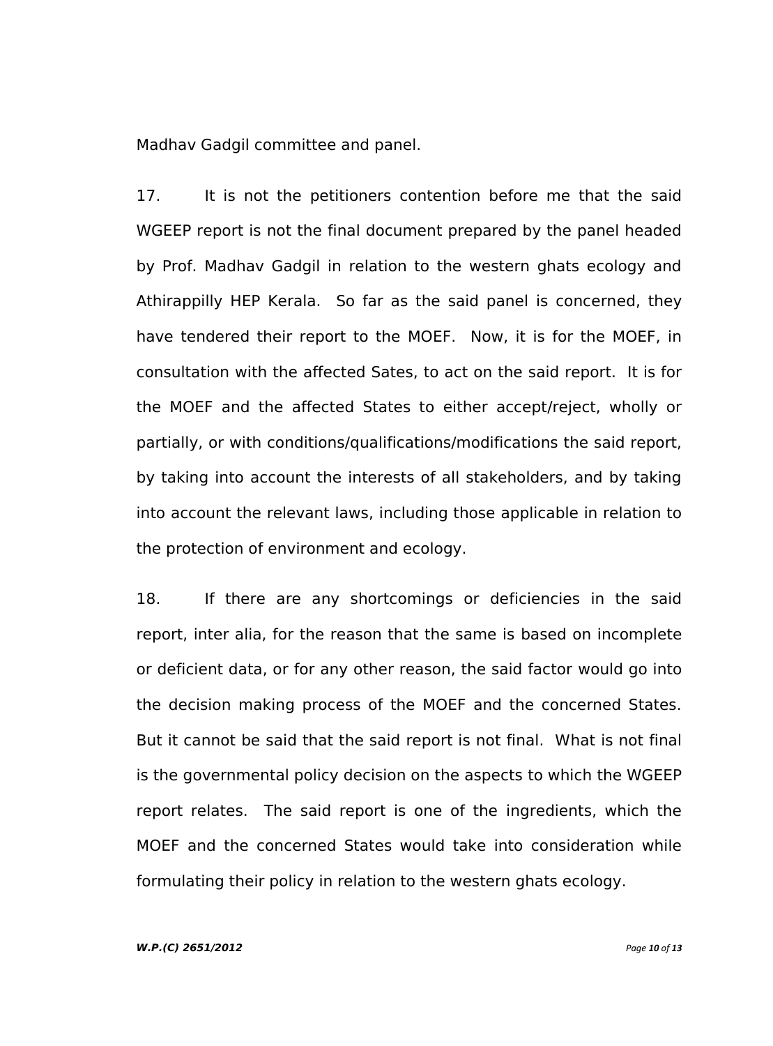Madhav Gadgil committee and panel.

17. It is not the petitioners contention before me that the said WGEEP report is not the final document prepared by the panel headed by Prof. Madhav Gadgil in relation to the western ghats ecology and Athirappilly HEP Kerala. So far as the said panel is concerned, they have tendered their report to the MOEF. Now, it is for the MOEF, in consultation with the affected Sates, to act on the said report. It is for the MOEF and the affected States to either accept/reject, wholly or partially, or with conditions/qualifications/modifications the said report, by taking into account the interests of all stakeholders, and by taking into account the relevant laws, including those applicable in relation to the protection of environment and ecology.

18. If there are any shortcomings or deficiencies in the said report, inter alia, for the reason that the same is based on incomplete or deficient data, or for any other reason, the said factor would go into the decision making process of the MOEF and the concerned States. But it cannot be said that the said report is not final. What is not final is the governmental policy decision on the aspects to which the WGEEP report relates. The said report is one of the ingredients, which the MOEF and the concerned States would take into consideration while formulating their policy in relation to the western ghats ecology.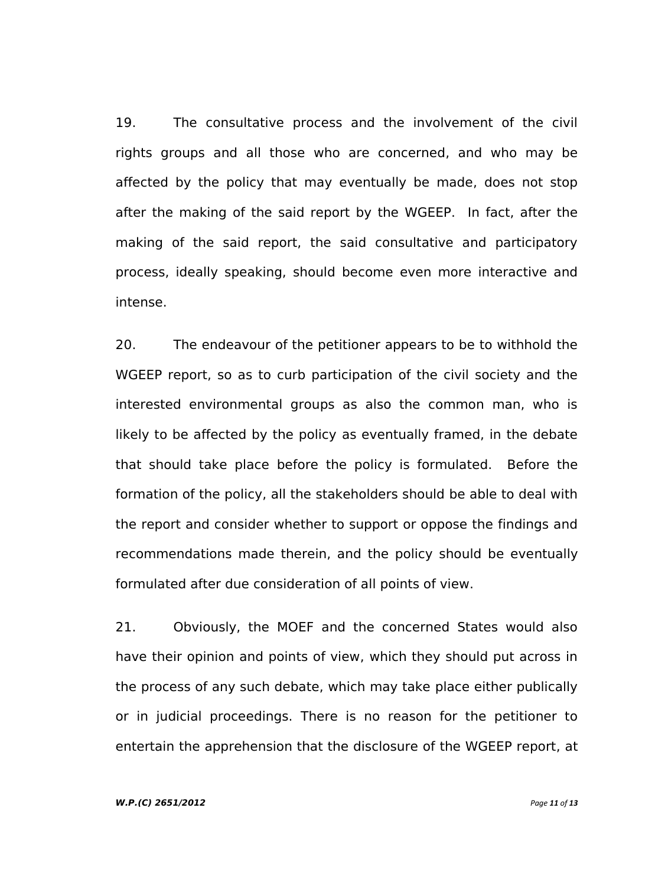19. The consultative process and the involvement of the civil rights groups and all those who are concerned, and who may be affected by the policy that may eventually be made, does not stop after the making of the said report by the WGEEP. In fact, after the making of the said report, the said consultative and participatory process, ideally speaking, should become even more interactive and intense.

20. The endeavour of the petitioner appears to be to withhold the WGEEP report, so as to curb participation of the civil society and the interested environmental groups as also the common man, who is likely to be affected by the policy as eventually framed, in the debate that should take place before the policy is formulated. Before the formation of the policy, all the stakeholders should be able to deal with the report and consider whether to support or oppose the findings and recommendations made therein, and the policy should be eventually formulated after due consideration of all points of view.

21. Obviously, the MOEF and the concerned States would also have their opinion and points of view, which they should put across in the process of any such debate, which may take place either publically or in judicial proceedings. There is no reason for the petitioner to entertain the apprehension that the disclosure of the WGEEP report, at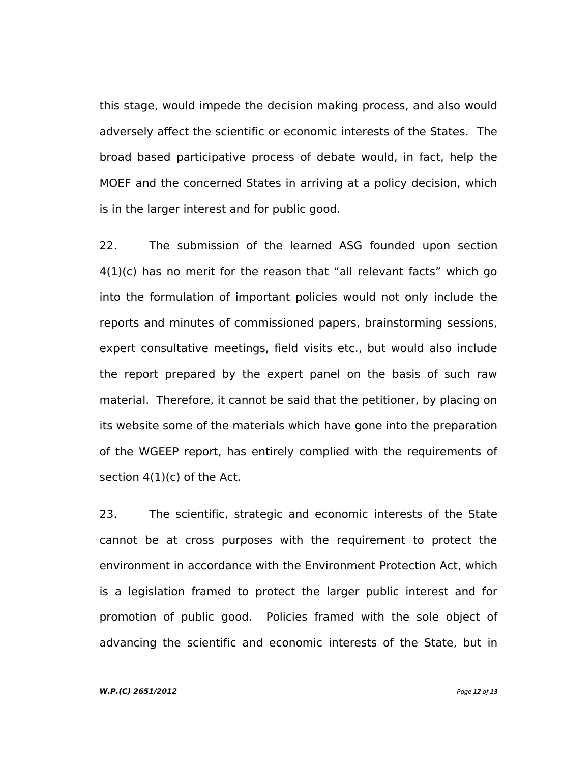this stage, would impede the decision making process, and also would adversely affect the scientific or economic interests of the States. The broad based participative process of debate would, in fact, help the MOEF and the concerned States in arriving at a policy decision, which is in the larger interest and for public good.

22. The submission of the learned ASG founded upon section 4(1)(c) has no merit for the reason that "all relevant facts" which go into the formulation of important policies would not only include the reports and minutes of commissioned papers, brainstorming sessions, expert consultative meetings, field visits etc., but would also include the report prepared by the expert panel on the basis of such raw material. Therefore, it cannot be said that the petitioner, by placing on its website some of the materials which have gone into the preparation of the WGEEP report, has entirely complied with the requirements of section 4(1)(c) of the Act.

23. The scientific, strategic and economic interests of the State cannot be at cross purposes with the requirement to protect the environment in accordance with the Environment Protection Act, which is a legislation framed to protect the larger public interest and for promotion of public good. Policies framed with the sole object of advancing the scientific and economic interests of the State, but in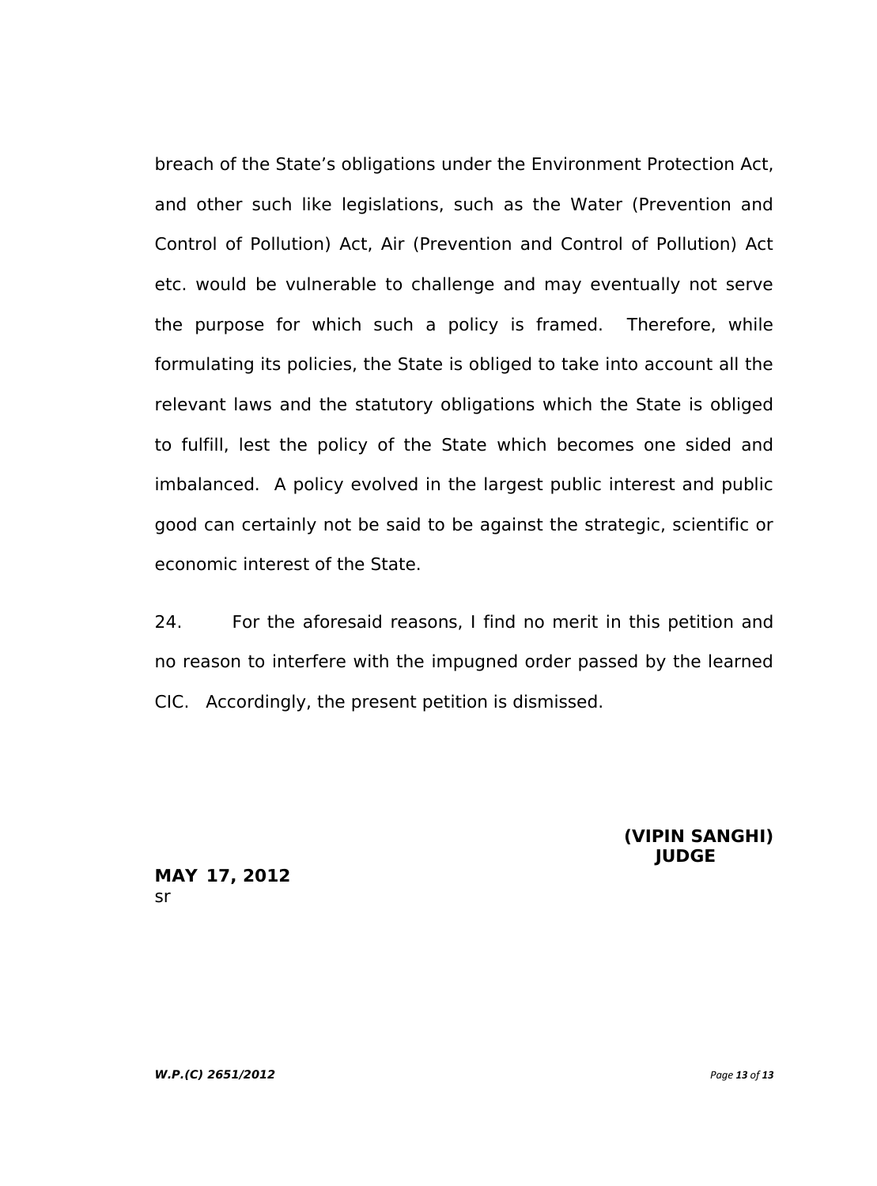breach of the State's obligations under the Environment Protection Act, and other such like legislations, such as the Water (Prevention and Control of Pollution) Act, Air (Prevention and Control of Pollution) Act etc. would be vulnerable to challenge and may eventually not serve the purpose for which such a policy is framed. Therefore, while formulating its policies, the State is obliged to take into account all the relevant laws and the statutory obligations which the State is obliged to fulfill, lest the policy of the State which becomes one sided and imbalanced. A policy evolved in the largest public interest and public good can certainly not be said to be against the strategic, scientific or economic interest of the State.

24. For the aforesaid reasons, I find no merit in this petition and no reason to interfere with the impugned order passed by the learned CIC. Accordingly, the present petition is dismissed.

**(VIPIN SANGHI)**
**JUDGE**

**MAY 17, 2012**
sr